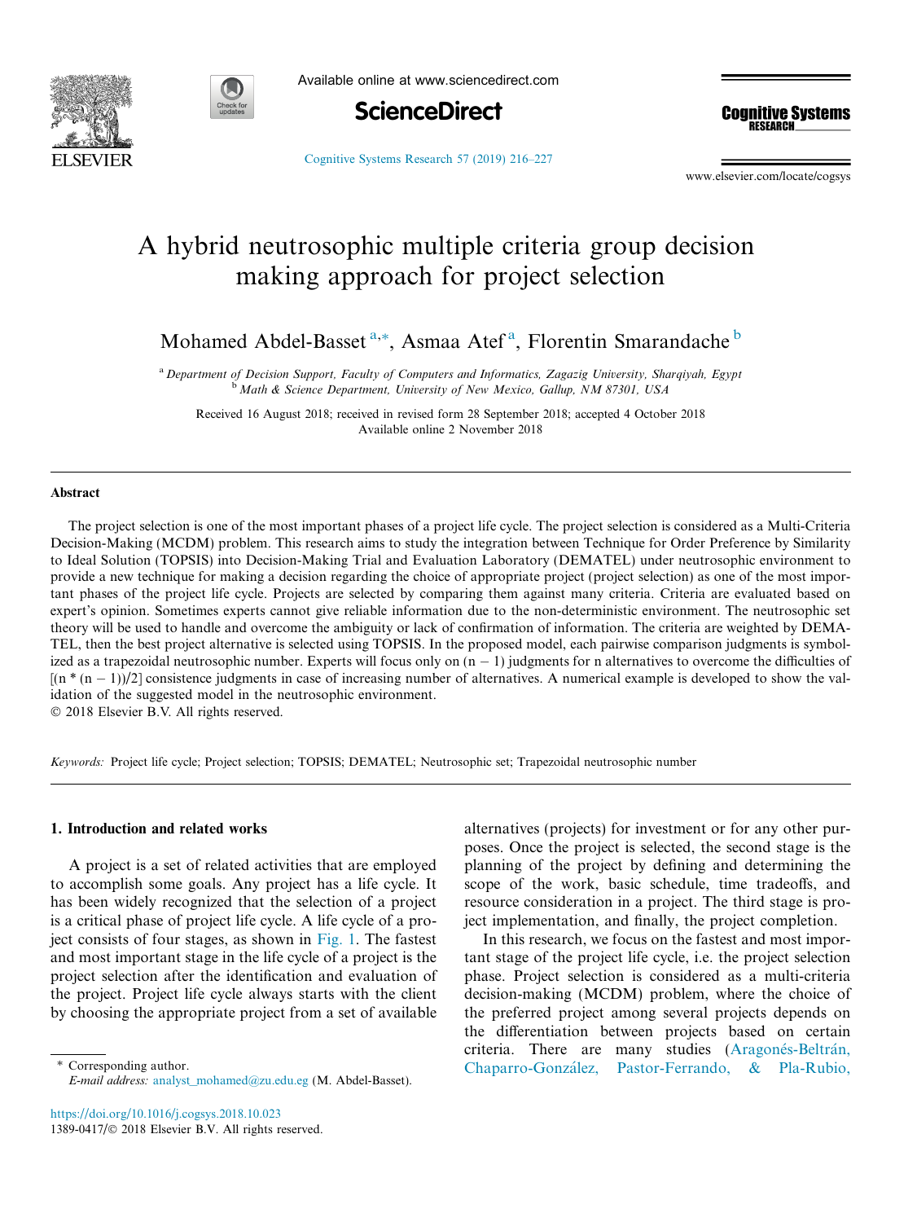# A hybrid neutrosophic multiple criteria group decision making approach for project selection

Mohamed Abdel-Basset [a,*], Asmaa Atef [a], Florentin Smarandache [b]

[a] *Department of Decision Support, Faculty of Computers and Informatics, Zagazig University, Sharqiyah, Egypt*
[b] *Math & Science Department, University of New Mexico, Gallup, NM 87301, USA*

Received 16 August 2018; received in revised form 28 September 2018; accepted 4 October 2018
Available online 2 November 2018

## Abstract

The project selection is one of the most important phases of a project life cycle. The project selection is considered as a Multi-Criteria Decision-Making (MCDM) problem. This research aims to study the integration between Technique for Order Preference by Similarity to Ideal Solution (TOPSIS) into Decision-Making Trial and Evaluation Laboratory (DEMATEL) under neutrosophic environment to provide a new technique for making a decision regarding the choice of appropriate project (project selection) as one of the most important phases of the project life cycle. Projects are selected by comparing them against many criteria. Criteria are evaluated based on expert's opinion. Sometimes experts cannot give reliable information due to the non-deterministic environment. The neutrosophic set theory will be used to handle and overcome the ambiguity or lack of confirmation of information. The criteria are weighted by DEMATEL, then the best project alternative is selected using TOPSIS. In the proposed model, each pairwise comparison judgments is symbolized as a trapezoidal neutrosophic number. Experts will focus only on $(n-1)$ judgments for n alternatives to overcome the difficulties of $[(n*(n-1))/2]$ consistence judgments in case of increasing number of alternatives. A numerical example is developed to show the validation of the suggested model in the neutrosophic environment.

© 2018 Elsevier B.V. All rights reserved.

*Keywords:* Project life cycle; Project selection; TOPSIS; DEMATEL; Neutrosophic set; Trapezoidal neutrosophic number

## 1. Introduction and related works

A project is a set of related activities that are employed to accomplish some goals. Any project has a life cycle. It has been widely recognized that the selection of a project is a critical phase of project life cycle. A life cycle of a project consists of four stages, as shown in Fig. 1. The fastest and most important stage in the life cycle of a project is the project selection after the identification and evaluation of the project. Project life cycle always starts with the client by choosing the appropriate project from a set of available alternatives (projects) for investment or for any other purposes. Once the project is selected, the second stage is the planning of the project by defining and determining the scope of the work, basic schedule, time tradeoffs, and resource consideration in a project. The third stage is project implementation, and finally, the project completion.

In this research, we focus on the fastest and most important stage of the project life cycle, i.e. the project selection phase. Project selection is considered as a multi-criteria decision-making (MCDM) problem, where the choice of the preferred project among several projects depends on the differentiation between projects based on certain criteria. There are many studies (Aragonés-Beltrán, Chaparro-González, Pastor-Ferrando, & Pla-Rubio,

\* Corresponding author.
*E-mail address:* analyst_mohamed@zu.edu.eg (M. Abdel-Basset).

https://doi.org/10.1016/j.cogsys.2018.10.023
1389-0417/© 2018 Elsevier B.V. All rights reserved.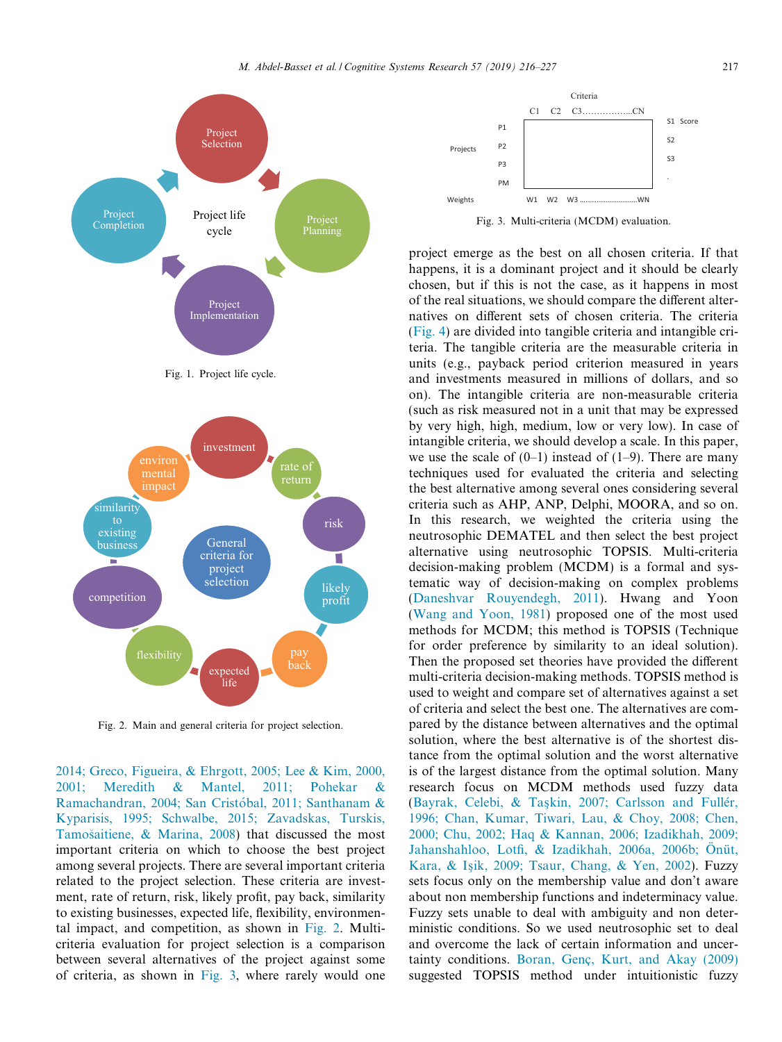Project Selection

Project Planning

Project Implementation

Project Completion

Project life cycle

Fig. 1. Project life cycle.

investment

rate of return

risk

likely profit

pay back

expected life

flexibility

competition

similarity to existing business

environ mental impact

General criteria for project selection

Fig. 2. Main and general criteria for project selection.

2014; Greco, Figueira, & Ehrgott, 2005; Lee & Kim, 2000, 2001; Meredith & Mantel, 2011; Pohekar & Ramachandran, 2004; San Cristóbal, 2011; Santhanam & Kyparisis, 1995; Schwalbe, 2015; Zavadskas, Turskis, Tamošaitiene, & Marina, 2008) that discussed the most important criteria on which to choose the best project among several projects. There are several important criteria related to the project selection. These criteria are investment, rate of return, risk, likely profit, pay back, similarity to existing businesses, expected life, flexibility, environmental impact, and competition, as shown in Fig. 2. Multi-criteria evaluation for project selection is a comparison between several alternatives of the project against some of criteria, as shown in Fig. 3, where rarely would one

Criteria

C1 C2 C3……………..CN

Projects

P1

P2

P3

PM

S1 Score

S2

S3

.

Weights

W1 W2 W3 …………………………WN

Fig. 3. Multi-criteria (MCDM) evaluation.

project emerge as the best on all chosen criteria. If that happens, it is a dominant project and it should be clearly chosen, but if this is not the case, as it happens in most of the real situations, we should compare the different alternatives on different sets of chosen criteria. The criteria (Fig. 4) are divided into tangible criteria and intangible criteria. The tangible criteria are the measurable criteria in units (e.g., payback period criterion measured in years and investments measured in millions of dollars, and so on). The intangible criteria are non-measurable criteria (such as risk measured not in a unit that may be expressed by very high, high, medium, low or very low). In case of intangible criteria, we should develop a scale. In this paper, we use the scale of (0–1) instead of (1–9). There are many techniques used for evaluated the criteria and selecting the best alternative among several ones considering several criteria such as AHP, ANP, Delphi, MOORA, and so on. In this research, we weighted the criteria using the neutrosophic DEMATEL and then select the best project alternative using neutrosophic TOPSIS. Multi-criteria decision-making problem (MCDM) is a formal and systematic way of decision-making on complex problems (Daneshvar Rouyendegh, 2011). Hwang and Yoon (Wang and Yoon, 1981) proposed one of the most used methods for MCDM; this method is TOPSIS (Technique for order preference by similarity to an ideal solution). Then the proposed set theories have provided the different multi-criteria decision-making methods. TOPSIS method is used to weight and compare set of alternatives against a set of criteria and select the best one. The alternatives are compared by the distance between alternatives and the optimal solution, where the best alternative is of the shortest distance from the optimal solution and the worst alternative is of the largest distance from the optimal solution. Many research focus on MCDM methods used fuzzy data (Bayrak, Celebi, & Taşkin, 2007; Carlsson and Fullér, 1996; Chan, Kumar, Tiwari, Lau, & Choy, 2008; Chen, 2000; Chu, 2002; Haq & Kannan, 2006; Izadikhah, 2009; Jahanshahloo, Lotfi, & Izadikhah, 2006a, 2006b; Önüt, Kara, & Işik, 2009; Tsaur, Chang, & Yen, 2002). Fuzzy sets focus only on the membership value and don't aware about non membership functions and indeterminacy value. Fuzzy sets unable to deal with ambiguity and non deterministic conditions. So we used neutrosophic set to deal and overcome the lack of certain information and uncertainty conditions. Boran, Genç, Kurt, and Akay (2009) suggested TOPSIS method under intuitionistic fuzzy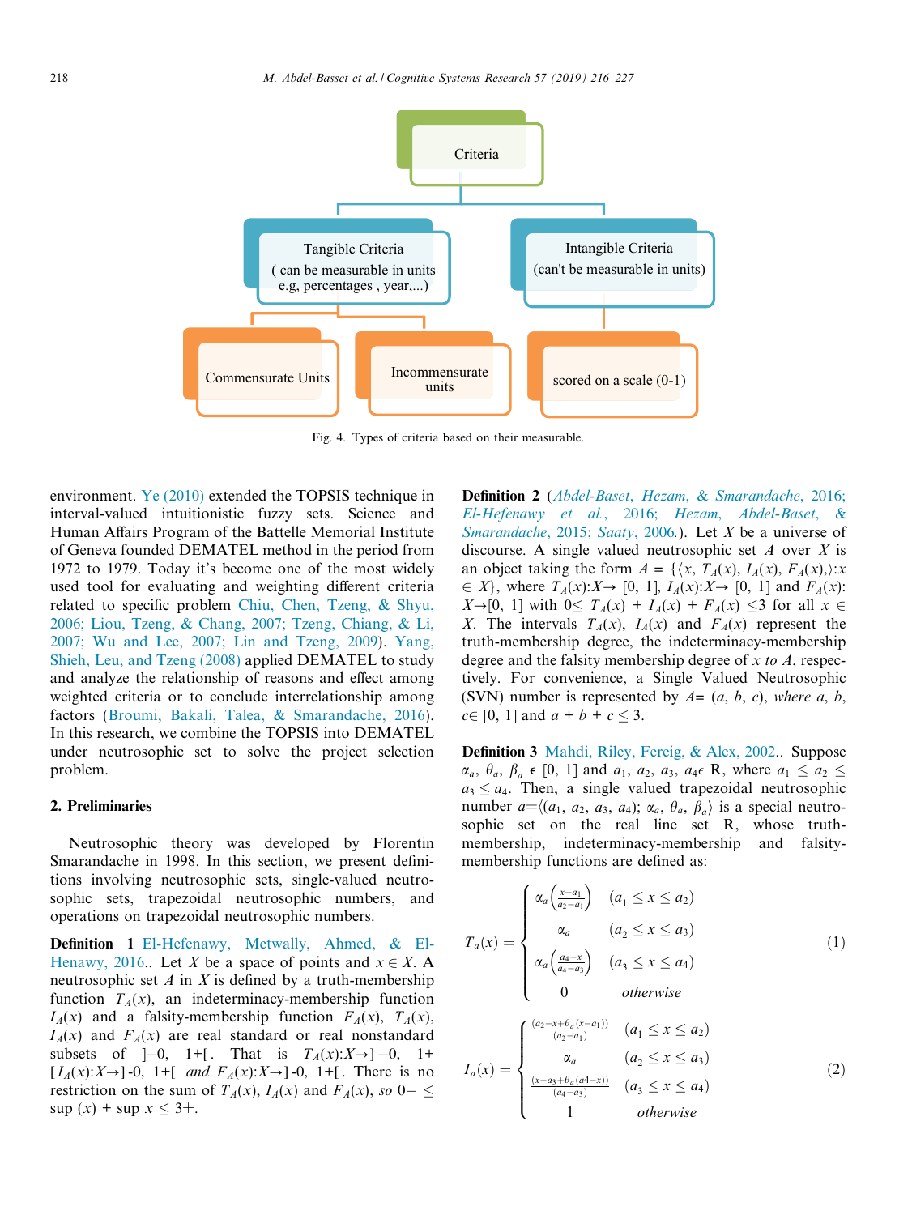Criteria

Tangible Criteria
( can be measurable in units
e.g, percentages , year,...)

Intangible Criteria
(can't be measurable in units)

Commensurate Units

Incommensurate
units

scored on a scale (0-1)

Fig. 4. Types of criteria based on their measurable.

environment. Ye (2010) extended the TOPSIS technique in interval-valued intuitionistic fuzzy sets. Science and Human Affairs Program of the Battelle Memorial Institute of Geneva founded DEMATEL method in the period from 1972 to 1979. Today it's become one of the most widely used tool for evaluating and weighting different criteria related to specific problem Chiu, Chen, Tzeng, & Shyu, 2006; Liou, Tzeng, & Chang, 2007; Tzeng, Chiang, & Li, 2007; Wu and Lee, 2007; Lin and Tzeng, 2009). Yang, Shieh, Leu, and Tzeng (2008) applied DEMATEL to study and analyze the relationship of reasons and effect among weighted criteria or to conclude interrelationship among factors (Broumi, Bakali, Talea, & Smarandache, 2016). In this research, we combine the TOPSIS into DEMATEL under neutrosophic set to solve the project selection problem.

## 2. Preliminaries

Neutrosophic theory was developed by Florentin Smarandache in 1998. In this section, we present definitions involving neutrosophic sets, single-valued neutrosophic sets, trapezoidal neutrosophic numbers, and operations on trapezoidal neutrosophic numbers.

**Definition 1** El-Hefenawy, Metwally, Ahmed, & El-Henawy, 2016.. Let $X$ be a space of points and $x \in X$. A neutrosophic set $A$ in $X$ is defined by a truth-membership function $T_A(x)$, an indeterminacy-membership function $I_A(x)$ and a falsity-membership function $F_A(x)$, $T_A(x)$, $I_A(x)$ and $F_A(x)$ are real standard or real nonstandard subsets of $]{-0}, 1{+}[$. That is $T_A(x){:}X\rightarrow]{-0}, 1{+}[$ $[I_A(x){:}X\rightarrow]{-0}, 1{+}[$ *and* $F_A(x){:}X\rightarrow]{-0}, 1{+}[$. There is no restriction on the sum of $T_A(x)$, $I_A(x)$ and $F_A(x)$, *so* $0- \leq \sup(x) + \sup x \leq 3+$.

**Definition 2** (Abdel-Baset, Hezam, & Smarandache, 2016; El-Hefenawy et al., 2016; Hezam, Abdel-Baset, & Smarandache, 2015; Saaty, 2006.). Let $X$ be a universe of discourse. A single valued neutrosophic set $A$ over $X$ is an object taking the form $A = \{\langle x, T_A(x), I_A(x), F_A(x),\rangle{:}x \in X\}$, where $T_A(x){:}X\rightarrow [0, 1]$, $I_A(x){:}X\rightarrow [0, 1]$ and $F_A(x){:} X\rightarrow[0, 1]$ with $0\leq T_A(x) + I_A(x) + F_A(x) \leq 3$ for all $x \in X$. The intervals $T_A(x)$, $I_A(x)$ and $F_A(x)$ represent the truth-membership degree, the indeterminacy-membership degree and the falsity membership degree of *x to A*, respectively. For convenience, a Single Valued Neutrosophic (SVN) number is represented by $A= (a, b, c)$, *where* $a, b, c\in [0, 1]$ and $a + b + c \leq 3$.

**Definition 3** Mahdi, Riley, Fereig, & Alex, 2002.. Suppose $\alpha_a, \theta_a, \beta_a \in [0, 1]$ and $a_1, a_2, a_3, a_4 \in$ R, where $a_1 \leq a_2 \leq a_3 \leq a_4$. Then, a single valued trapezoidal neutrosophic number $a=\langle(a_1, a_2, a_3, a_4); \alpha_a, \theta_a, \beta_a\rangle$ is a special neutrosophic set on the real line set R, whose truth-membership, indeterminacy-membership and falsity-membership functions are defined as:

$$T_a(x) = \begin{cases} \alpha_a\left(\frac{x-a_1}{a_2-a_1}\right) & (a_1 \leq x \leq a_2) \\ \alpha_a & (a_2 \leq x \leq a_3) \\ \alpha_a\left(\frac{a_4-x}{a_4-a_3}\right) & (a_3 \leq x \leq a_4) \\ 0 & otherwise \end{cases} \tag{1}$$

$$I_a(x) = \begin{cases} \frac{(a_2-x+\theta_a(x-a_1))}{(a_2-a_1)} & (a_1 \leq x \leq a_2) \\ \alpha_a & (a_2 \leq x \leq a_3) \\ \frac{(x-a_3+\theta_a(a4-x))}{(a_4-a_3)} & (a_3 \leq x \leq a_4) \\ 1 & otherwise \end{cases} \tag{2}$$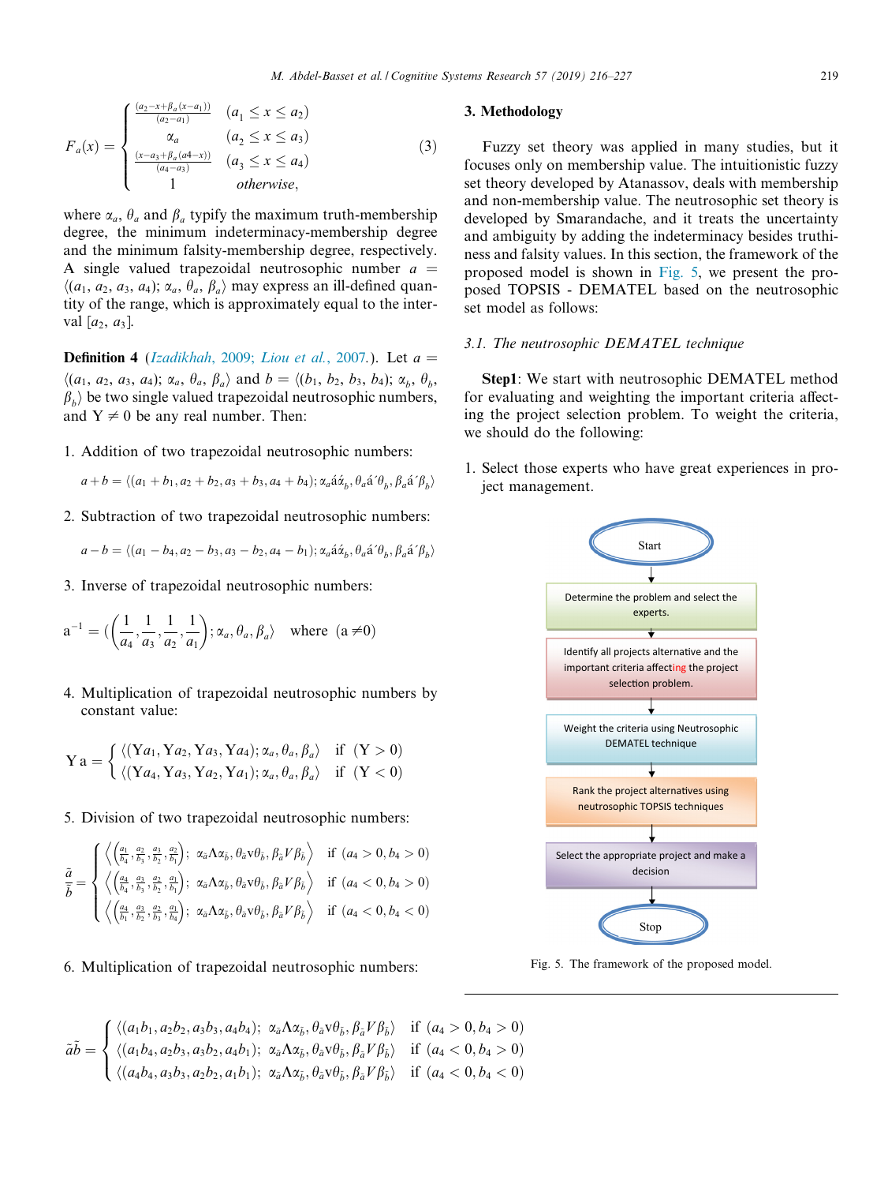$$F_a(x) = \begin{cases} \frac{(a_2 - x + \beta_a(x - a_1))}{(a_2 - a_1)} & (a_1 \le x \le a_2) \\ \alpha_a & (a_2 \le x \le a_3) \\ \frac{(x - a_3 + \beta_a(a4 - x))}{(a_4 - a_3)} & (a_3 \le x \le a_4) \\ 1 & otherwise, \end{cases} \tag{3}$$

where $\alpha_a$, $\theta_a$ and $\beta_a$ typify the maximum truth-membership degree, the minimum indeterminacy-membership degree and the minimum falsity-membership degree, respectively. A single valued trapezoidal neutrosophic number $a = \langle(a_1, a_2, a_3, a_4); \alpha_a, \theta_a, \beta_a\rangle$ may express an ill-defined quantity of the range, which is approximately equal to the interval $[a_2, a_3]$.

**Definition 4** (Izadikhah, 2009; Liou et al., 2007.). Let $a = \langle(a_1, a_2, a_3, a_4); \alpha_a, \theta_a, \beta_a\rangle$ and $b = \langle(b_1, b_2, b_3, b_4); \alpha_b, \theta_b, \beta_b\rangle$ be two single valued trapezoidal neutrosophic numbers, and $Y \neq 0$ be any real number. Then:

1. Addition of two trapezoidal neutrosophic numbers:

$$a + b = \langle(a_1 + b_1, a_2 + b_2, a_3 + b_3, a_4 + b_4); \alpha_a \acute{a} \acute{\alpha}_b, \theta_a \acute{a}' \theta_b, \beta_a \acute{a}' \beta_b\rangle$$

2. Subtraction of two trapezoidal neutrosophic numbers:

$$a - b = \langle(a_1 - b_4, a_2 - b_3, a_3 - b_2, a_4 - b_1); \alpha_a \acute{a} \acute{\alpha}_b, \theta_a \acute{a}' \theta_b, \beta_a \acute{a}' \beta_b\rangle$$

3. Inverse of trapezoidal neutrosophic numbers:

$$a^{-1} = (\left(\frac{1}{a_4}, \frac{1}{a_3}, \frac{1}{a_2}, \frac{1}{a_1}\right); \alpha_a, \theta_a, \beta_a\rangle \quad \text{where } (a \neq 0)$$

4. Multiplication of trapezoidal neutrosophic numbers by constant value:

$$Y a = \begin{cases} \langle(Ya_1, Ya_2, Ya_3, Ya_4); \alpha_a, \theta_a, \beta_a\rangle & \text{if } (Y > 0) \\ \langle(Ya_4, Ya_3, Ya_2, Ya_1); \alpha_a, \theta_a, \beta_a\rangle & \text{if } (Y < 0) \end{cases}$$

5. Division of two trapezoidal neutrosophic numbers:

$$\frac{\tilde{a}}{\tilde{b}} = \begin{cases} \left\langle \left(\frac{a_1}{b_4}, \frac{a_2}{b_3}, \frac{a_3}{b_2}, \frac{a_2}{b_1}\right); \ \alpha_{\tilde{a}} \Lambda \alpha_{\tilde{b}}, \theta_{\tilde{a}} \vee \theta_{\tilde{b}}, \beta_{\tilde{a}} V \beta_{\tilde{b}} \right\rangle & \text{if } (a_4 > 0, b_4 > 0) \\ \left\langle \left(\frac{a_4}{b_4}, \frac{a_3}{b_3}, \frac{a_2}{b_2}, \frac{a_1}{b_1}\right); \ \alpha_{\tilde{a}} \Lambda \alpha_{\tilde{b}}, \theta_{\tilde{a}} \vee \theta_{\tilde{b}}, \beta_{\tilde{a}} V \beta_{\tilde{b}} \right\rangle & \text{if } (a_4 < 0, b_4 > 0) \\ \left\langle \left(\frac{a_4}{b_1}, \frac{a_3}{b_2}, \frac{a_2}{b_3}, \frac{a_1}{b_4}\right); \ \alpha_{\tilde{a}} \Lambda \alpha_{\tilde{b}}, \theta_{\tilde{a}} \vee \theta_{\tilde{b}}, \beta_{\tilde{a}} V \beta_{\tilde{b}} \right\rangle & \text{if } (a_4 < 0, b_4 < 0) \end{cases}$$

6. Multiplication of trapezoidal neutrosophic numbers:

$$\tilde{a}\tilde{b} = \begin{cases} \langle(a_1 b_1, a_2 b_2, a_3 b_3, a_4 b_4); \ \alpha_{\tilde{a}} \Lambda \alpha_{\tilde{b}}, \theta_{\tilde{a}} \vee \theta_{\tilde{b}}, \beta_{\tilde{a}} V \beta_{\tilde{b}}\rangle & \text{if } (a_4 > 0, b_4 > 0) \\ \langle(a_1 b_4, a_2 b_3, a_3 b_2, a_4 b_1); \ \alpha_{\tilde{a}} \Lambda \alpha_{\tilde{b}}, \theta_{\tilde{a}} \vee \theta_{\tilde{b}}, \beta_{\tilde{a}} V \beta_{\tilde{b}}\rangle & \text{if } (a_4 < 0, b_4 > 0) \\ \langle(a_4 b_4, a_3 b_3, a_2 b_2, a_1 b_1); \ \alpha_{\tilde{a}} \Lambda \alpha_{\tilde{b}}, \theta_{\tilde{a}} \vee \theta_{\tilde{b}}, \beta_{\tilde{a}} V \beta_{\tilde{b}}\rangle & \text{if } (a_4 < 0, b_4 < 0) \end{cases}$$

## 3. Methodology

Fuzzy set theory was applied in many studies, but it focuses only on membership value. The intuitionistic fuzzy set theory developed by Atanassov, deals with membership and non-membership value. The neutrosophic set theory is developed by Smarandache, and it treats the uncertainty and ambiguity by adding the indeterminacy besides truthiness and falsity values. In this section, the framework of the proposed model is shown in Fig. 5, we present the proposed TOPSIS - DEMATEL based on the neutrosophic set model as follows:

### *3.1. The neutrosophic DEMATEL technique*

**Step1**: We start with neutrosophic DEMATEL method for evaluating and weighting the important criteria affecting the project selection problem. To weight the criteria, we should do the following:

1. Select those experts who have great experiences in project management.

Start

Determine the problem and select the experts.

Identify all projects alternative and the important criteria affecting the project selection problem.

Weight the criteria using Neutrosophic DEMATEL technique

Rank the project alternatives using neutrosophic TOPSIS techniques

Select the appropriate project and make a decision

Stop

Fig. 5. The framework of the proposed model.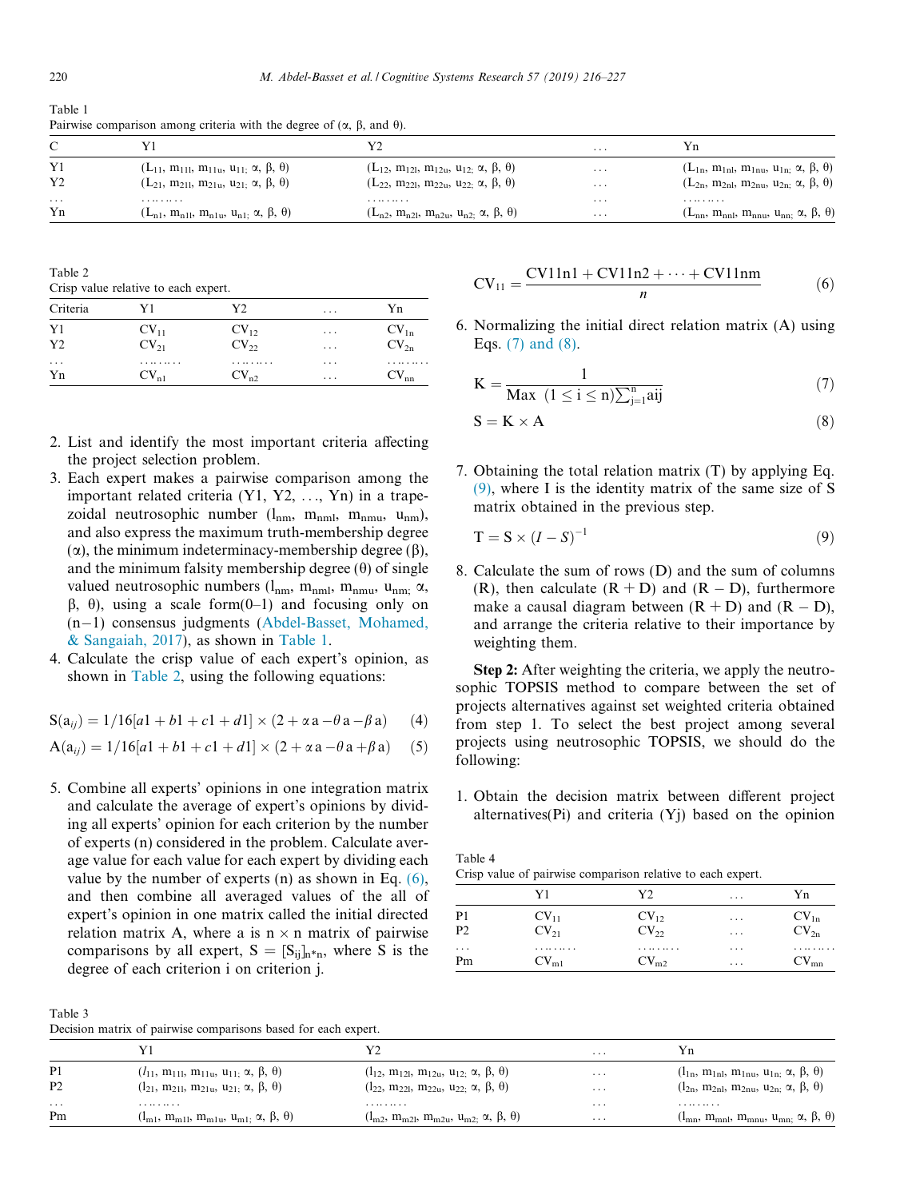Table 1
Pairwise comparison among criteria with the degree of (α, β, and θ).

| C | Y1 | Y2 | … | Yn |
|---|---|---|---|---|
| Y1 | $(L_{11}, m_{11l}, m_{11u}, u_{11;}\ \alpha, \beta, \theta)$ | $(L_{12}, m_{12l}, m_{12u}, u_{12;}\ \alpha, \beta, \theta)$ | … | $(L_{1n}, m_{1nl}, m_{1nu}, u_{1n;}\ \alpha, \beta, \theta)$ |
| Y2 | $(L_{21}, m_{21l}, m_{21u}, u_{21;}\ \alpha, \beta, \theta)$ | $(L_{22}, m_{22l}, m_{22u}, u_{22;}\ \alpha, \beta, \theta)$ | … | $(L_{2n}, m_{2nl}, m_{2nu}, u_{2n;}\ \alpha, \beta, \theta)$ |
| … | ……… | ……… | … | ……… |
| Yn | $(L_{n1}, m_{n1l}, m_{n1u}, u_{n1;}\ \alpha, \beta, \theta)$ | $(L_{n2}, m_{n2l}, m_{n2u}, u_{n2;}\ \alpha, \beta, \theta)$ | … | $(L_{nn}, m_{nnl}, m_{nnu}, u_{nn;}\ \alpha, \beta, \theta)$ |

Table 2
Crisp value relative to each expert.

| Criteria | Y1 | Y2 | … | Yn |
|---|---|---|---|---|
| Y1 | $CV_{11}$ | $CV_{12}$ | … | $CV_{1n}$ |
| Y2 | $CV_{21}$ | $CV_{22}$ | … | $CV_{2n}$ |
| … | ……… | ……… | … | ……… |
| Yn | $CV_{n1}$ | $CV_{n2}$ | … | $CV_{nn}$ |

2. List and identify the most important criteria affecting the project selection problem.
3. Each expert makes a pairwise comparison among the important related criteria (Y1, Y2, …, Yn) in a trapezoidal neutrosophic number ($l_{nm}$, $m_{nml}$, $m_{nmu}$, $u_{nm}$), and also express the maximum truth-membership degree (α), the minimum indeterminacy-membership degree (β), and the minimum falsity membership degree (θ) of single valued neutrosophic numbers ($l_{nm}$, $m_{nml}$, $m_{nmu}$, $u_{nm;}$ α, β, θ), using a scale form(0–1) and focusing only on (n−1) consensus judgments (Abdel-Basset, Mohamed, & Sangaiah, 2017), as shown in Table 1.
4. Calculate the crisp value of each expert's opinion, as shown in Table 2, using the following equations:

$$S(a_{ij}) = 1/16[a1 + b1 + c1 + d1] \times (2 + \alpha\, a - \theta\, a - \beta\, a) \quad (4)$$

$$A(a_{ij}) = 1/16[a1 + b1 + c1 + d1] \times (2 + \alpha\, a - \theta\, a + \beta\, a) \quad (5)$$

5. Combine all experts' opinions in one integration matrix and calculate the average of expert's opinions by dividing all experts' opinion for each criterion by the number of experts (n) considered in the problem. Calculate average value for each value for each expert by dividing each value by the number of experts (n) as shown in Eq. (6), and then combine all averaged values of the all of expert's opinion in one matrix called the initial directed relation matrix A, where a is n × n matrix of pairwise comparisons by all expert, $S = [S_{ij}]_{n*n}$, where S is the degree of each criterion i on criterion j.

$$CV_{11} = \frac{CV11n1 + CV11n2 + \cdots + CV11nm}{n} \quad (6)$$

6. Normalizing the initial direct relation matrix (A) using Eqs. (7) and (8).

$$K = \frac{1}{\text{Max}\ \ (1 \le i \le n)\sum_{j=1}^{n} aij} \quad (7)$$

$$S = K \times A \quad (8)$$

7. Obtaining the total relation matrix (T) by applying Eq. (9), where I is the identity matrix of the same size of S matrix obtained in the previous step.

$$T = S \times (I - S)^{-1} \quad (9)$$

8. Calculate the sum of rows (D) and the sum of columns (R), then calculate (R + D) and (R − D), furthermore make a causal diagram between (R + D) and (R − D), and arrange the criteria relative to their importance by weighting them.

**Step 2:** After weighting the criteria, we apply the neutrosophic TOPSIS method to compare between the set of projects alternatives against set weighted criteria obtained from step 1. To select the best project among several projects using neutrosophic TOPSIS, we should do the following:

1. Obtain the decision matrix between different project alternatives(Pi) and criteria (Yj) based on the opinion

Table 4
Crisp value of pairwise comparison relative to each expert.

| | Y1 | Y2 | … | Yn |
|---|---|---|---|---|
| P1 | $CV_{11}$ | $CV_{12}$ | … | $CV_{1n}$ |
| P2 | $CV_{21}$ | $CV_{22}$ | … | $CV_{2n}$ |
| … | ……… | ……… | … | ……… |
| Pm | $CV_{m1}$ | $CV_{m2}$ | … | $CV_{mn}$ |

Table 3
Decision matrix of pairwise comparisons based for each expert.

| | Y1 | Y2 | … | Yn |
|---|---|---|---|---|
| P1 | $(l_{11}, m_{11l}, m_{11u}, u_{11;}\ \alpha, \beta, \theta)$ | $(l_{12}, m_{12l}, m_{12u}, u_{12;}\ \alpha, \beta, \theta)$ | … | $(l_{1n}, m_{1nl}, m_{1nu}, u_{1n;}\ \alpha, \beta, \theta)$ |
| P2 | $(l_{21}, m_{21l}, m_{21u}, u_{21;}\ \alpha, \beta, \theta)$ | $(l_{22}, m_{22l}, m_{22u}, u_{22;}\ \alpha, \beta, \theta)$ | … | $(l_{2n}, m_{2nl}, m_{2nu}, u_{2n;}\ \alpha, \beta, \theta)$ |
| … | ……… | ……… | … | ……… |
| Pm | $(l_{m1}, m_{m1l}, m_{m1u}, u_{m1;}\ \alpha, \beta, \theta)$ | $(l_{m2}, m_{m2l}, m_{m2u}, u_{m2;}\ \alpha, \beta, \theta)$ | … | $(l_{mn}, m_{mnl}, m_{mnu}, u_{mn;}\ \alpha, \beta, \theta)$ |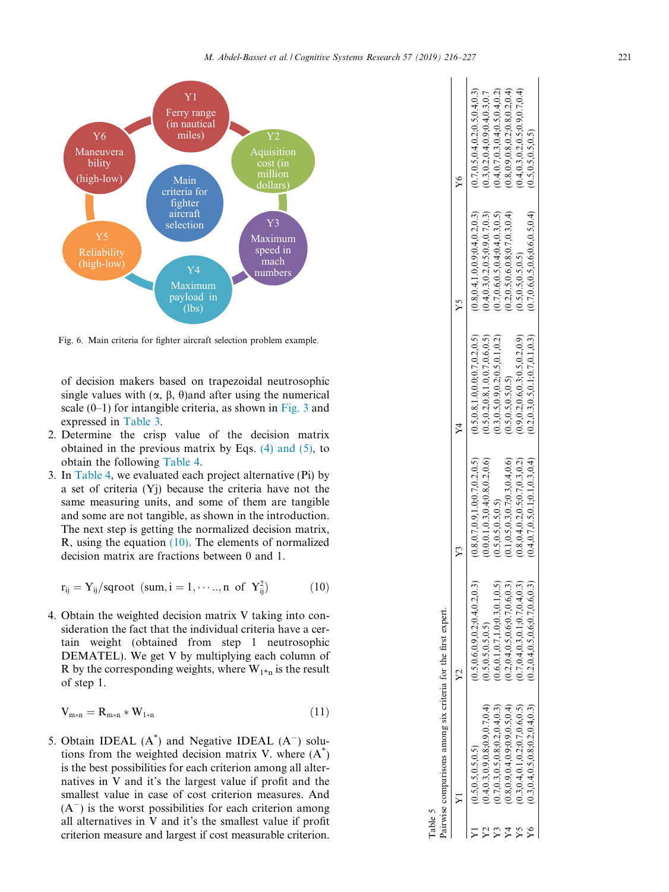Y1
Ferry range (in nautical miles)

Y2
Aquisition cost (in million dollars)

Y3
Maximum speed in mach numbers

Y4
Maximum payload in (lbs)

Y5
Reliability (high-low)

Y6
Maneuvera bility (high-low)

Main criteria for fighter aircraft selection

Fig. 6. Main criteria for fighter aircraft selection problem example.

of decision makers based on trapezoidal neutrosophic single values with (α, β, θ)and after using the numerical scale (0–1) for intangible criteria, as shown in Fig. 3 and expressed in Table 3.

2. Determine the crisp value of the decision matrix obtained in the previous matrix by Eqs. (4) and (5), to obtain the following Table 4.
3. In Table 4, we evaluated each project alternative (Pi) by a set of criteria (Yj) because the criteria have not the same measuring units, and some of them are tangible and some are not tangible, as shown in the introduction. The next step is getting the normalized decision matrix, R, using the equation (10). The elements of normalized decision matrix are fractions between 0 and 1.

$$r_{ij} = Y_{ij}/\text{sqroot}\ \ (\text{sum}, i = 1, \cdots.., n\ \ \text{of}\ \ Y_{ij}^2) \tag{10}$$

4. Obtain the weighted decision matrix V taking into consideration the fact that the individual criteria have a certain weight (obtained from step 1 neutrosophic DEMATEL). We get V by multiplying each column of R by the corresponding weights, where $W_{1*n}$ is the result of step 1.

$$V_{m*n} = R_{m*n} * W_{1*n} \tag{11}$$

5. Obtain IDEAL ($A^*$) and Negative IDEAL ($A^-$) solutions from the weighted decision matrix V. where ($A^*$) is the best possibilities for each criterion among all alternatives in V and it's the largest value if profit and the smallest value in case of cost criterion measures. And ($A^-$) is the worst possibilities for each criterion among all alternatives in V and it's the smallest value if profit criterion measure and largest if cost measurable criterion.

Table 5
Pairwise comparisons among six criteria for the first expert.

| | Y1 | Y2 | Y3 | Y4 | Y5 | Y6 |
|---|---|---|---|---|---|---|
| Y1 | (0.5,0.5,0.5,0.5) | (0.5,0.6,0.9,0.2;0.4,0.2,0.3) | (0.8,0.7,0.9,1.0;0.7,0.2,0.5) | (0.5,0.8,1.0,0.0;0.7,0.2,0.5) | (0.8,0.4,1.0,0.9;0.4,0.2,0.3) | (0.7,0.5,0.4,0.2;0.5,0.4,0.3) |
| Y2 | (0.4,0.3,0.9,0.8;0.9,0.7,0.4) | (0.5,0.5,0.5,0.5) | (0.0,0.1,0.3,0.4;0.8,0.2,0.6) | (0.5,0.2,0.8,1.0;0.7,0.6,0.5) | (0.4,0.3,0.2,0.5;0.9,0.7,0.3) | (0.3,0.2,0.4,0.9;0.4,0.3,0.7 |
| Y3 | (0.7,0.3,0.5,0.8;0.2,0.4,0.3) | (0.6,0.1,0.7,1.0;0.3,0.1,0.5) | (0.5,0.5,0.5,0.5) | (0.3,0.5,0.9,0.2;0.5,0.1,0.2) | (0.7,0.6,0.5,0.4;0.4,0.3,0.5) | (0.4,0.7,0.3,0.4;0.5,0.4,0.2) |
| Y4 | (0.8,0.9,0.4,0.9;0.9,0.5,0.4) | (0.2,0.4,0.5,0.6;0.7,0.6,0.3) | (0.1,0.5,0.3,0.7;0.3,0.4,0.6) | (0.5,0.5,0.5,0.5) | (0.2,0.5,0.6,0.8;0.7,0.3,0.4) | (0.8,0.9,0.8,0.2;0.8,0.2,0.4) |
| Y5 | (0.3,0.4,0.1,0.2;0.7,0.6,0.5) | (0.7,0.4,0.3,0.1;0.7,0.4,0.3) | (0.8,0.4,0.2,0.5;0.7,0.3,0.2) | (0.9,0.2,0.6,0.3;0.5,0.2,0.9) | (0.5,0.5,0.5,0.5) | (0.4,0.3,0.2,0.5;0.9,0.7,0.4) |
| Y6 | (0.3,0.4,0.5,0.8;0.2,0.4,0.3) | (0.2,0.4,0.5,0.6;0.7,0.6,0.3) | (0.4,0.7,0.5,0.1;0.1,0.3,0.4) | (0.2,0.3,0.5,0.1;0.7,0.1,0.3) | (0.7,0.6,0.5,0.6;0.6,0.5,0.4) | (0.5,0.5,0.5,0.5) |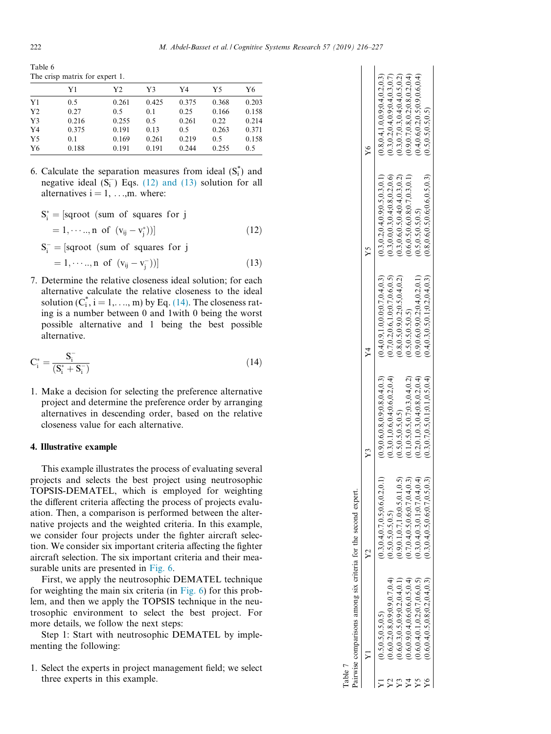Table 6
The crisp matrix for expert 1.

| | Y1 | Y2 | Y3 | Y4 | Y5 | Y6 |
|---|---|---|---|---|---|---|
| Y1 | 0.5 | 0.261 | 0.425 | 0.375 | 0.368 | 0.203 |
| Y2 | 0.27 | 0.5 | 0.1 | 0.25 | 0.166 | 0.158 |
| Y3 | 0.216 | 0.255 | 0.5 | 0.261 | 0.22 | 0.214 |
| Y4 | 0.375 | 0.191 | 0.13 | 0.5 | 0.263 | 0.371 |
| Y5 | 0.1 | 0.169 | 0.261 | 0.219 | 0.5 | 0.158 |
| Y6 | 0.188 | 0.191 | 0.191 | 0.244 | 0.255 | 0.5 |

6. Calculate the separation measures from ideal ($S_i^*$) and negative ideal ($S_i^-$) Eqs. (12) and (13) solution for all alternatives i = 1, …,m. where:

$$S_i^* = [\text{sqroot (sum of squares for } j = 1, \cdots, n \text{ of } (v_{ij} - v_j^*))] \tag{12}$$

$$S_i^- = [\text{sqroot (sum of squares for } j = 1, \cdots, n \text{ of } (v_{ij} - v_j^-))] \tag{13}$$

7. Determine the relative closeness ideal solution; for each alternative calculate the relative closeness to the ideal solution ($C_i^*$, i = 1,…., m) by Eq. (14). The closeness rating is a number between 0 and 1with 0 being the worst possible alternative and 1 being the best possible alternative.

$$C_i^* = \frac{S_i^-}{(S_i^* + S_i^-)} \tag{14}$$

1. Make a decision for selecting the preference alternative project and determine the preference order by arranging alternatives in descending order, based on the relative closeness value for each alternative.

## 4. Illustrative example

This example illustrates the process of evaluating several projects and selects the best project using neutrosophic TOPSIS-DEMATEL, which is employed for weighting the different criteria affecting the process of projects evaluation. Then, a comparison is performed between the alternative projects and the weighted criteria. In this example, we consider four projects under the fighter aircraft selection. We consider six important criteria affecting the fighter aircraft selection. The six important criteria and their measurable units are presented in Fig. 6.

First, we apply the neutrosophic DEMATEL technique for weighting the main six criteria (in Fig. 6) for this problem, and then we apply the TOPSIS technique in the neutrosophic environment to select the best project. For more details, we follow the next steps:

Step 1: Start with neutrosophic DEMATEL by implementing the following:

1. Select the experts in project management field; we select three experts in this example.

Table 7
Pairwise comparisons among six criteria for the second expert.

| | Y1 | Y2 | Y3 | Y4 | Y5 | Y6 |
|---|---|---|---|---|---|---|
| Y1 | (0.5,0.5,0.5,0.5) | (0.3,0.4,0.7,0.5;0.6,0.2,0.1) | (0.9,0.6,0.8,0.9;0.8,0.4,0.3) | (0.4,0.9,1.0,0.0;0.7,0.4,0.3) | (0.3,0.2,0.4,0.9;0.5,0.3,0.1) | (0.8,0.4,1.0,0.9;0.4,0.2,0.3) |
| Y2 | (0.6,0.2,0.8,0.9;0.9,0.7,0.4) | (0.5,0.5,0.5,0.5) | (0.3,0.1,0.6,0.4;0.6,0.2,0.4) | (0.7,0.2,0.6,1.0;0.7,0.6,0.5) | (0.3,0.0,0.3,0.4;0.8,0.2,0.6) | (0.3,0.2,0.4,0.9;0.4,0.3,0.7) |
| Y3 | (0.6,0.3,0.5,0.9;0.2,0.4,0.1) | (0.9,0.1,0.7,1.0;0.5,0.1,0.5) | (0.5,0.5,0.5,0.5) | (0.8,0.5,0.9,0.2;0.5,0.4,0.2) | (0.3,0.6,0.5,0.4;0.4,0.3,0.2) | (0.3,0.7,0.3,0.4;0.4,0.5,0.2) |
| Y4 | (0.6,0.9,0.4,0.6;0.6,0.5,0.4) | (0.7,0.4,0.5,0.6;0.7,0.4,0.3) | (0.1,0.5,0.5,0.7;0.3,0.4,0.2) | (0.5,0.5,0.5,0.5) | (0.6,0.5,0.6,0.8;0.7,0.3,0.1) | (0.9,0.7,0.8,0.2;0.8,0.2,0.4) |
| Y5 | (0.6,0.4,0.1,0.2;0.7,0.6,0.5) | (0.3,0.4,0.3,0.1;0.7,0.4,0.4) | (0.2,0.1,0.3,0.4;0.8,0.2,0.4) | (0.9,0.6,0.9,0.2;0.4,0.2,0.1) | (0.5,0.5,0.5,0.5) | (0.4,0.6,0.2,0.5;0.9,0.6,0.4) |
| Y6 | (0.6,0.4,0.5,0.8;0.2,0.4,0.3) | (0.3,0.4,0.5,0.6;0.7,0.5,0.3) | (0.3,0.7,0.5,0.1;0.1,0.5,0.4) | (0.4,0.3,0.5,0.1;0.2,0.4,0.3) | (0.8,0.6,0.5,0.6;0.6,0.5,0.3) | (0.5,0.5,0.5,0.5) |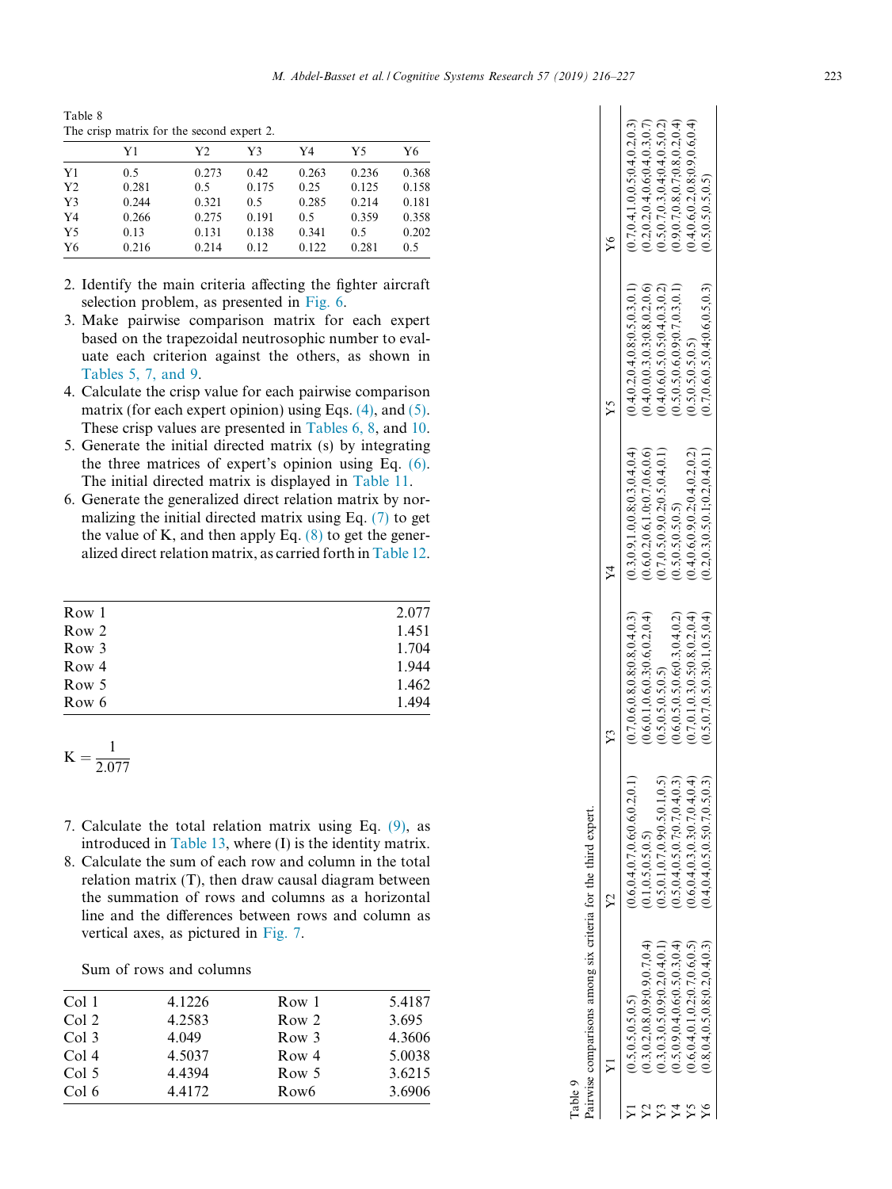Table 8
The crisp matrix for the second expert 2.

| | Y1 | Y2 | Y3 | Y4 | Y5 | Y6 |
|---|---|---|---|---|---|---|
| Y1 | 0.5 | 0.273 | 0.42 | 0.263 | 0.236 | 0.368 |
| Y2 | 0.281 | 0.5 | 0.175 | 0.25 | 0.125 | 0.158 |
| Y3 | 0.244 | 0.321 | 0.5 | 0.285 | 0.214 | 0.181 |
| Y4 | 0.266 | 0.275 | 0.191 | 0.5 | 0.359 | 0.358 |
| Y5 | 0.13 | 0.131 | 0.138 | 0.341 | 0.5 | 0.202 |
| Y6 | 0.216 | 0.214 | 0.12 | 0.122 | 0.281 | 0.5 |

2. Identify the main criteria affecting the fighter aircraft selection problem, as presented in Fig. 6.
3. Make pairwise comparison matrix for each expert based on the trapezoidal neutrosophic number to evaluate each criterion against the others, as shown in Tables 5, 7, and 9.
4. Calculate the crisp value for each pairwise comparison matrix (for each expert opinion) using Eqs. (4), and (5). These crisp values are presented in Tables 6, 8, and 10.
5. Generate the initial directed matrix (s) by integrating the three matrices of expert's opinion using Eq. (6). The initial directed matrix is displayed in Table 11.
6. Generate the generalized direct relation matrix by normalizing the initial directed matrix using Eq. (7) to get the value of K, and then apply Eq. (8) to get the generalized direct relation matrix, as carried forth in Table 12.

| | |
|---|---|
| Row 1 | 2.077 |
| Row 2 | 1.451 |
| Row 3 | 1.704 |
| Row 4 | 1.944 |
| Row 5 | 1.462 |
| Row 6 | 1.494 |

$$K = \frac{1}{2.077}$$

7. Calculate the total relation matrix using Eq. (9), as introduced in Table 13, where (I) is the identity matrix.
8. Calculate the sum of each row and column in the total relation matrix (T), then draw causal diagram between the summation of rows and columns as a horizontal line and the differences between rows and column as vertical axes, as pictured in Fig. 7.

Sum of rows and columns

| | | | |
|---|---|---|---|
| Col 1 | 4.1226 | Row 1 | 5.4187 |
| Col 2 | 4.2583 | Row 2 | 3.695 |
| Col 3 | 4.049 | Row 3 | 4.3606 |
| Col 4 | 4.5037 | Row 4 | 5.0038 |
| Col 5 | 4.4394 | Row 5 | 3.6215 |
| Col 6 | 4.4172 | Row6 | 3.6906 |

Table 9
Pairwise comparisons among six criteria for the third expert.

| | Y1 | Y2 | Y3 | Y4 | Y5 | Y6 |
|---|---|---|---|---|---|---|
| Y1 | ⟨0.5,0.5,0.5,0.5⟩ | ⟨0.6,0.4,0.7,0.6;0.6,0.2,0.1⟩ | ⟨0.7,0.6,0.8,0.8;0.8,0.4,0.3⟩ | ⟨0.3,0.9,1.0,0.8;0.3,0.4,0.4⟩ | ⟨0.4,0.2,0.4,0.8;0.5,0.3,0.1⟩ | ⟨0.7,0.4,1.0,0.5;0.4,0.2,0.3⟩ |
| Y2 | ⟨0.3,0.2,0.8,0.9;0.9,0.7,0.4⟩ | ⟨0.1,0.5,0.5,0.5⟩ | ⟨0.6,0.1,0.6,0.3;0.6,0.2,0.4⟩ | ⟨0.6,0.2,0.6,1.0;0.7,0.6,0.6⟩ | ⟨0.4,0.0,0.3,0.3;0.8,0.2,0.6⟩ | ⟨0.2,0.2,0.4,0.6;0.4,0.3,0.7⟩ |
| Y3 | ⟨0.3,0.3,0.5,0.9;0.2,0.4,0.1⟩ | ⟨0.5,0.1,0.7,0.9;0.5,0.1,0.5⟩ | ⟨0.5,0.5,0.5,0.5⟩ | ⟨0.7,0.5,0.9,0.2;0.5,0.4,0.1⟩ | ⟨0.4,0.6,0.5,0.5;0.4,0.3,0.2⟩ | ⟨0.5,0.7,0.3,0.4;0.4,0.5,0.2⟩ |
| Y4 | ⟨0.5,0.9,0.4,0.6;0.5,0.3,0.4⟩ | ⟨0.5,0.4,0.5,0.7;0.7,0.4,0.3⟩ | ⟨0.6,0.5,0.5,0.6;0.3,0.4,0.2⟩ | ⟨0.5,0.5,0.5,0.5⟩ | ⟨0.5,0.5,0.6,0.9;0.7,0.3,0.1⟩ | ⟨0.9,0.7,0.8,0.7;0.8,0.2,0.4⟩ |
| Y5 | ⟨0.6,0.4,0.1,0.2;0.7,0.6,0.5⟩ | ⟨0.6,0.4,0.3,0.3;0.7,0.4,0.4⟩ | ⟨0.7,0.1,0.3,0.5;0.8,0.2,0.4⟩ | ⟨0.4,0.6,0.9,0.2;0.4,0.2,0.2⟩ | ⟨0.5,0.5,0.5,0.5⟩ | ⟨0.4,0.6,0.2,0.8;0.9,0.6,0.4⟩ |
| Y6 | ⟨0.8,0.4,0.5,0.8;0.2,0.4,0.3⟩ | ⟨0.4,0.4,0.5,0.5;0.7,0.5,0.3⟩ | ⟨0.5,0.7,0.5,0.3;0.1,0.5,0.4⟩ | ⟨0.2,0.3,0.5,0.1;0.2,0.4,0.1⟩ | ⟨0.7,0.6,0.5,0.4;0.6,0.5,0.3⟩ | ⟨0.5,0.5,0.5,0.5⟩ |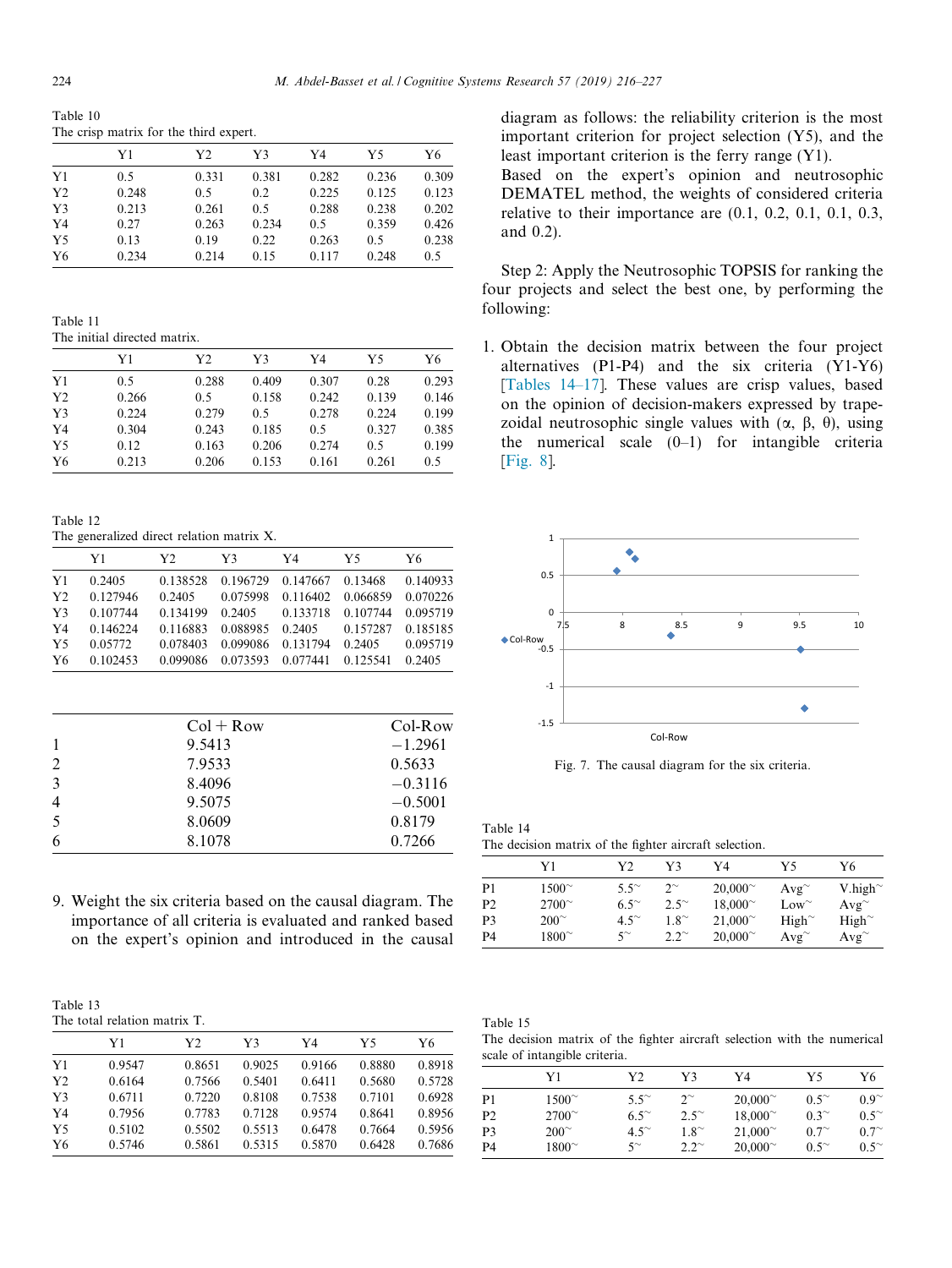Table 10
The crisp matrix for the third expert.

| | Y1 | Y2 | Y3 | Y4 | Y5 | Y6 |
|---|---|---|---|---|---|---|
| Y1 | 0.5 | 0.331 | 0.381 | 0.282 | 0.236 | 0.309 |
| Y2 | 0.248 | 0.5 | 0.2 | 0.225 | 0.125 | 0.123 |
| Y3 | 0.213 | 0.261 | 0.5 | 0.288 | 0.238 | 0.202 |
| Y4 | 0.27 | 0.263 | 0.234 | 0.5 | 0.359 | 0.426 |
| Y5 | 0.13 | 0.19 | 0.22 | 0.263 | 0.5 | 0.238 |
| Y6 | 0.234 | 0.214 | 0.15 | 0.117 | 0.248 | 0.5 |

Table 11
The initial directed matrix.

| | Y1 | Y2 | Y3 | Y4 | Y5 | Y6 |
|---|---|---|---|---|---|---|
| Y1 | 0.5 | 0.288 | 0.409 | 0.307 | 0.28 | 0.293 |
| Y2 | 0.266 | 0.5 | 0.158 | 0.242 | 0.139 | 0.146 |
| Y3 | 0.224 | 0.279 | 0.5 | 0.278 | 0.224 | 0.199 |
| Y4 | 0.304 | 0.243 | 0.185 | 0.5 | 0.327 | 0.385 |
| Y5 | 0.12 | 0.163 | 0.206 | 0.274 | 0.5 | 0.199 |
| Y6 | 0.213 | 0.206 | 0.153 | 0.161 | 0.261 | 0.5 |

Table 12
The generalized direct relation matrix X.

| | Y1 | Y2 | Y3 | Y4 | Y5 | Y6 |
|---|---|---|---|---|---|---|
| Y1 | 0.2405 | 0.138528 | 0.196729 | 0.147667 | 0.13468 | 0.140933 |
| Y2 | 0.127946 | 0.2405 | 0.075998 | 0.116402 | 0.066859 | 0.070226 |
| Y3 | 0.107744 | 0.134199 | 0.2405 | 0.133718 | 0.107744 | 0.095719 |
| Y4 | 0.146224 | 0.116883 | 0.088985 | 0.2405 | 0.157287 | 0.185185 |
| Y5 | 0.05772 | 0.078403 | 0.099086 | 0.131794 | 0.2405 | 0.095719 |
| Y6 | 0.102453 | 0.099086 | 0.073593 | 0.077441 | 0.125541 | 0.2405 |

| | Col + Row | Col-Row |
|---|---|---|
| 1 | 9.5413 | −1.2961 |
| 2 | 7.9533 | 0.5633 |
| 3 | 8.4096 | −0.3116 |
| 4 | 9.5075 | −0.5001 |
| 5 | 8.0609 | 0.8179 |
| 6 | 8.1078 | 0.7266 |

9. Weight the six criteria based on the causal diagram. The importance of all criteria is evaluated and ranked based on the expert's opinion and introduced in the causal diagram as follows: the reliability criterion is the most important criterion for project selection (Y5), and the least important criterion is the ferry range (Y1).

Based on the expert's opinion and neutrosophic DEMATEL method, the weights of considered criteria relative to their importance are (0.1, 0.2, 0.1, 0.1, 0.3, and 0.2).

Table 13
The total relation matrix T.

| | Y1 | Y2 | Y3 | Y4 | Y5 | Y6 |
|---|---|---|---|---|---|---|
| Y1 | 0.9547 | 0.8651 | 0.9025 | 0.9166 | 0.8880 | 0.8918 |
| Y2 | 0.6164 | 0.7566 | 0.5401 | 0.6411 | 0.5680 | 0.5728 |
| Y3 | 0.6711 | 0.7220 | 0.8108 | 0.7538 | 0.7101 | 0.6928 |
| Y4 | 0.7956 | 0.7783 | 0.7128 | 0.9574 | 0.8641 | 0.8956 |
| Y5 | 0.5102 | 0.5502 | 0.5513 | 0.6478 | 0.7664 | 0.5956 |
| Y6 | 0.5746 | 0.5861 | 0.5315 | 0.5870 | 0.6428 | 0.7686 |

Step 2: Apply the Neutrosophic TOPSIS for ranking the four projects and select the best one, by performing the following:

1. Obtain the decision matrix between the four project alternatives (P1-P4) and the six criteria (Y1-Y6) [Tables 14–17]. These values are crisp values, based on the opinion of decision-makers expressed by trapezoidal neutrosophic single values with (α, β, θ), using the numerical scale (0–1) for intangible criteria [Fig. 8].

1
0.5
0
-0.5
-1
-1.5
7.5
8
8.5
9
9.5
10
Col-Row
Col-Row

Fig. 7. The causal diagram for the six criteria.

Table 14
The decision matrix of the fighter aircraft selection.

| | Y1 | Y2 | Y3 | Y4 | Y5 | Y6 |
|---|---|---|---|---|---|---|
| P1 | 1500~ | 5.5~ | 2~ | 20,000~ | Avg~ | V.high~ |
| P2 | 2700~ | 6.5~ | 2.5~ | 18,000~ | Low~ | Avg~ |
| P3 | 200~ | 4.5~ | 1.8~ | 21,000~ | High~ | High~ |
| P4 | 1800~ | 5~ | 2.2~ | 20,000~ | Avg~ | Avg~ |

Table 15
The decision matrix of the fighter aircraft selection with the numerical scale of intangible criteria.

| | Y1 | Y2 | Y3 | Y4 | Y5 | Y6 |
|---|---|---|---|---|---|---|
| P1 | 1500~ | 5.5~ | 2~ | 20,000~ | 0.5~ | 0.9~ |
| P2 | 2700~ | 6.5~ | 2.5~ | 18,000~ | 0.3~ | 0.5~ |
| P3 | 200~ | 4.5~ | 1.8~ | 21,000~ | 0.7~ | 0.7~ |
| P4 | 1800~ | 5~ | 2.2~ | 20,000~ | 0.5~ | 0.5~ |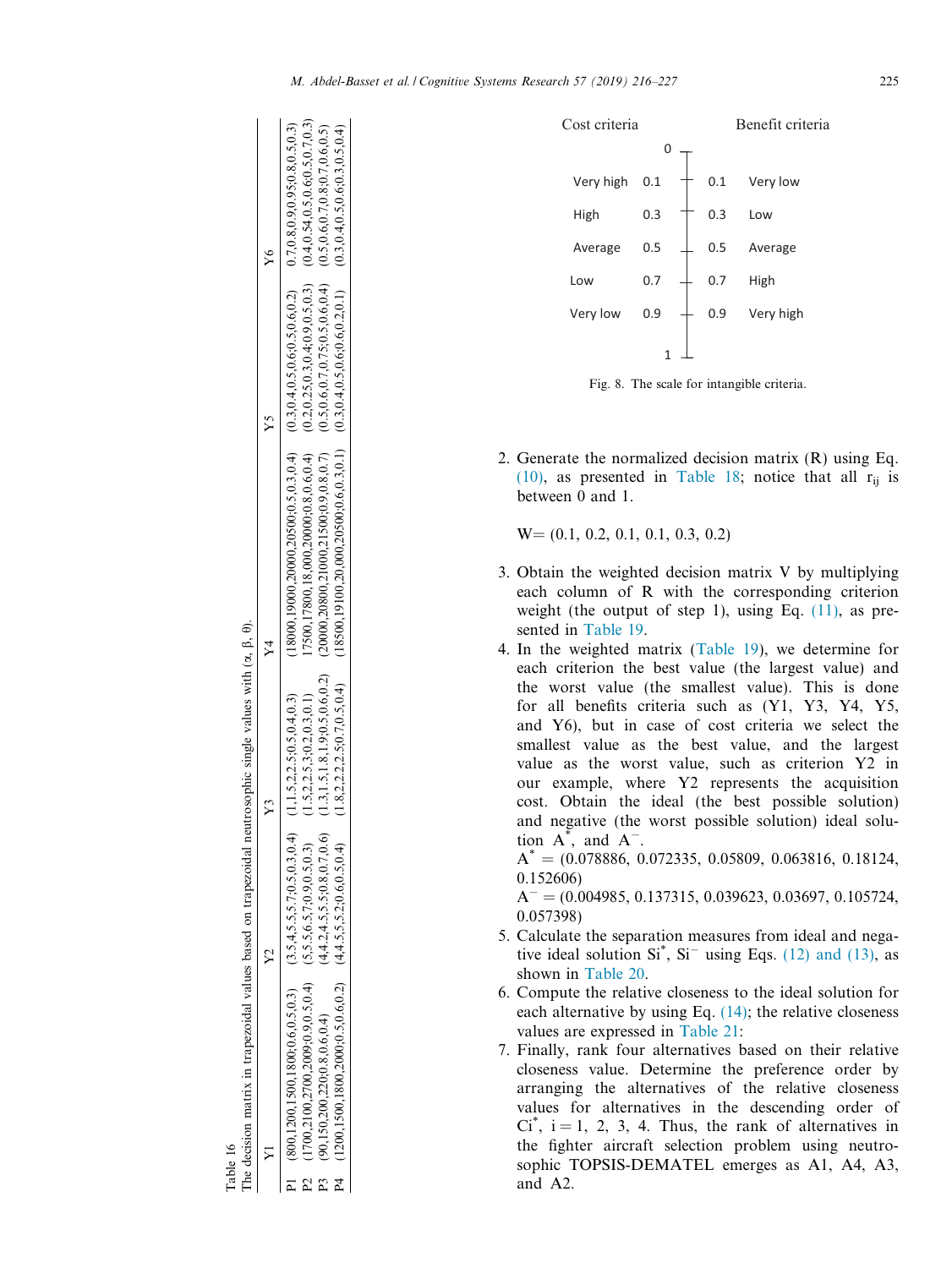Table 16
The decision matrix in trapezoidal values based on trapezoidal neutrosophic single values with (α, β, θ).

| | Y1 | Y2 | Y3 | Y4 | Y5 | Y6 |
|---|---|---|---|---|---|---|
| P1 | (800,1200,1500,1800;0.6,0.5,0.3) | (3.5,4,5.5,5.7;0.5,0.3,0.4) | (1.1,5,2.2,5;0.5,0.4,0.3) | (18000,19000,20000,20500;0.5,0.3,0.4) | (0.3,0.4,0.5,0.6;0.5,0.6,0.2) | (0.7,0.8,0.9,0.95;0.8,0.5,0.3) |
| P2 | (1700,2100,2700,2009;0.9,0.5,0.4) | (5.5,5.6,5.7;0.9,0.5,0.3) | (1.5,2,2.5,3;0.2,0.3,0.1) | 17500,17800,18,000,20000;0.8,0.6,0.4) | (0.2,0.25,0.3,0.4;0.9,0.5,0.3) | (0.4,0.54,0.5,0.6;0.5,0.7,0.3) |
| P3 | (90,150,200,220;0.8,0.6,0.4) | (4,4.2,4.5,5.5;0.8,0.7,0.6) | (1.3,1.5,1.8,1.9;0.5,0.6,0.2) | (20000,20800,21000,21500;0.9,0.8,0.7) | (0.5,0.6,0.7,0.75;0.5,0.6,0.4) | (0.5,0.6,0.7,0.8;0.7,0.6,0.5) |
| P4 | (1200,1500,1800,2000;0.5,0.6,0.2) | (4,4.5,5,5.2;0.6,0.5,0.4) | (1.8,2,2.2,2.5;0.7,0.5,0.4) | (18500,19100,20,000,20500;0.6,0.3,0.1) | (0.3,0.4,0.5,0.6;0.6,0.2,0.1) | (0.3,0.4,0.5,0.6;0.3,0.5,0.4) |

Cost criteria

Benefit criteria

0

Very high 0.1 0.1 Very low

High 0.3 0.3 Low

Average 0.5 0.5 Average

Low 0.7 0.7 High

Very low 0.9 0.9 Very high

1

Fig. 8. The scale for intangible criteria.

2. Generate the normalized decision matrix (R) using Eq. (10), as presented in Table 18; notice that all $r_{ij}$ is between 0 and 1.

   W= (0.1, 0.2, 0.1, 0.1, 0.3, 0.2)

3. Obtain the weighted decision matrix V by multiplying each column of R with the corresponding criterion weight (the output of step 1), using Eq. (11), as presented in Table 19.
4. In the weighted matrix (Table 19), we determine for each criterion the best value (the largest value) and the worst value (the smallest value). This is done for all benefits criteria such as (Y1, Y3, Y4, Y5, and Y6), but in case of cost criteria we select the smallest value as the best value, and the largest value as the worst value, such as criterion Y2 in our example, where Y2 represents the acquisition cost. Obtain the ideal (the best possible solution) and negative (the worst possible solution) ideal solution $A^*$, and $A^-$.
   $A^*$ = (0.078886, 0.072335, 0.05809, 0.063816, 0.18124, 0.152606)
   $A^-$ = (0.004985, 0.137315, 0.039623, 0.03697, 0.105724, 0.057398)
5. Calculate the separation measures from ideal and negative ideal solution $Si^*$, $Si^-$ using Eqs. (12) and (13), as shown in Table 20.
6. Compute the relative closeness to the ideal solution for each alternative by using Eq. (14); the relative closeness values are expressed in Table 21:
7. Finally, rank four alternatives based on their relative closeness value. Determine the preference order by arranging the alternatives of the relative closeness values for alternatives in the descending order of $Ci^*$, i = 1, 2, 3, 4. Thus, the rank of alternatives in the fighter aircraft selection problem using neutrosophic TOPSIS-DEMATEL emerges as A1, A4, A3, and A2.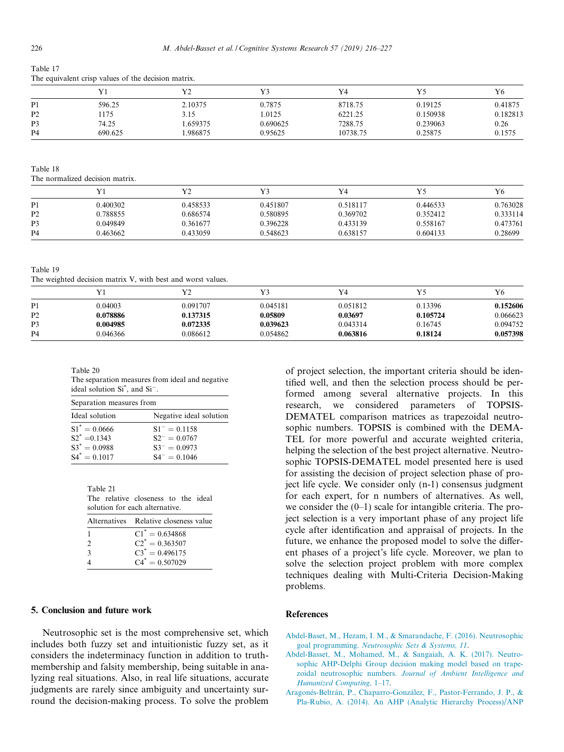Table 17
The equivalent crisp values of the decision matrix.

| | Y1 | Y2 | Y3 | Y4 | Y5 | Y6 |
|---|---|---|---|---|---|---|
| P1 | 596.25 | 2.10375 | 0.7875 | 8718.75 | 0.19125 | 0.41875 |
| P2 | 1175 | 3.15 | 1.0125 | 6221.25 | 0.150938 | 0.182813 |
| P3 | 74.25 | 1.659375 | 0.690625 | 7288.75 | 0.239063 | 0.26 |
| P4 | 690.625 | 1.986875 | 0.95625 | 10738.75 | 0.25875 | 0.1575 |

Table 18
The normalized decision matrix.

| | Y1 | Y2 | Y3 | Y4 | Y5 | Y6 |
|---|---|---|---|---|---|---|
| P1 | 0.400302 | 0.458533 | 0.451807 | 0.518117 | 0.446533 | 0.763028 |
| P2 | 0.788855 | 0.686574 | 0.580895 | 0.369702 | 0.352412 | 0.333114 |
| P3 | 0.049849 | 0.361677 | 0.396228 | 0.433139 | 0.558167 | 0.473761 |
| P4 | 0.463662 | 0.433059 | 0.548623 | 0.638157 | 0.604133 | 0.28699 |

Table 19
The weighted decision matrix V, with best and worst values.

| | Y1 | Y2 | Y3 | Y4 | Y5 | Y6 |
|---|---|---|---|---|---|---|
| P1 | 0.04003 | 0.091707 | 0.045181 | 0.051812 | 0.13396 | **0.152606** |
| P2 | **0.078886** | **0.137315** | **0.05809** | **0.03697** | **0.105724** | 0.066623 |
| P3 | **0.004985** | **0.072335** | **0.039623** | 0.043314 | 0.16745 | 0.094752 |
| P4 | 0.046366 | 0.086612 | 0.054862 | **0.063816** | **0.18124** | **0.057398** |

Table 20
The separation measures from ideal and negative ideal solution $Si^*$, and $Si^-$.

| Separation measures from | |
|---|---|
| Ideal solution | Negative ideal solution |
| $S1^* = 0.0666$ | $S1^- = 0.1158$ |
| $S2^* = 0.1343$ | $S2^- = 0.0767$ |
| $S3^* = 0.0988$ | $S3^- = 0.0973$ |
| $S4^* = 0.1017$ | $S4^- = 0.1046$ |

Table 21
The relative closeness to the ideal solution for each alternative.

| Alternatives | Relative closeness value |
|---|---|
| 1 | $C1^* = 0.634868$ |
| 2 | $C2^* = 0.363507$ |
| 3 | $C3^* = 0.496175$ |
| 4 | $C4^* = 0.507029$ |

## 5. Conclusion and future work

Neutrosophic set is the most comprehensive set, which includes both fuzzy set and intuitionistic fuzzy set, as it considers the indeterminacy function in addition to truth-membership and falsity membership, being suitable in analyzing real situations. Also, in real life situations, accurate judgments are rarely since ambiguity and uncertainty surround the decision-making process. To solve the problem of project selection, the important criteria should be identified well, and then the selection process should be performed among several alternative projects. In this research, we considered parameters of TOPSIS-DEMATEL comparison matrices as trapezoidal neutrosophic numbers. TOPSIS is combined with the DEMATEL for more powerful and accurate weighted criteria, helping the selection of the best project alternative. Neutrosophic TOPSIS-DEMATEL model presented here is used for assisting the decision of project selection phase of project life cycle. We consider only (n-1) consensus judgment for each expert, for n numbers of alternatives. As well, we consider the (0–1) scale for intangible criteria. The project selection is a very important phase of any project life cycle after identification and appraisal of projects. In the future, we enhance the proposed model to solve the different phases of a project's life cycle. Moreover, we plan to solve the selection project problem with more complex techniques dealing with Multi-Criteria Decision-Making problems.

## References

Abdel-Baset, M., Hezam, I. M., & Smarandache, F. (2016). Neutrosophic goal programming. *Neutrosophic Sets & Systems, 11*.

Abdel-Basset, M., Mohamed, M., & Sangaiah, A. K. (2017). Neutrosophic AHP-Delphi Group decision making model based on trapezoidal neutrosophic numbers. *Journal of Ambient Intelligence and Humanized Computing*, 1–17.

Aragonés-Beltrán, P., Chaparro-González, F., Pastor-Ferrando, J. P., & Pla-Rubio, A. (2014). An AHP (Analytic Hierarchy Process)/ANP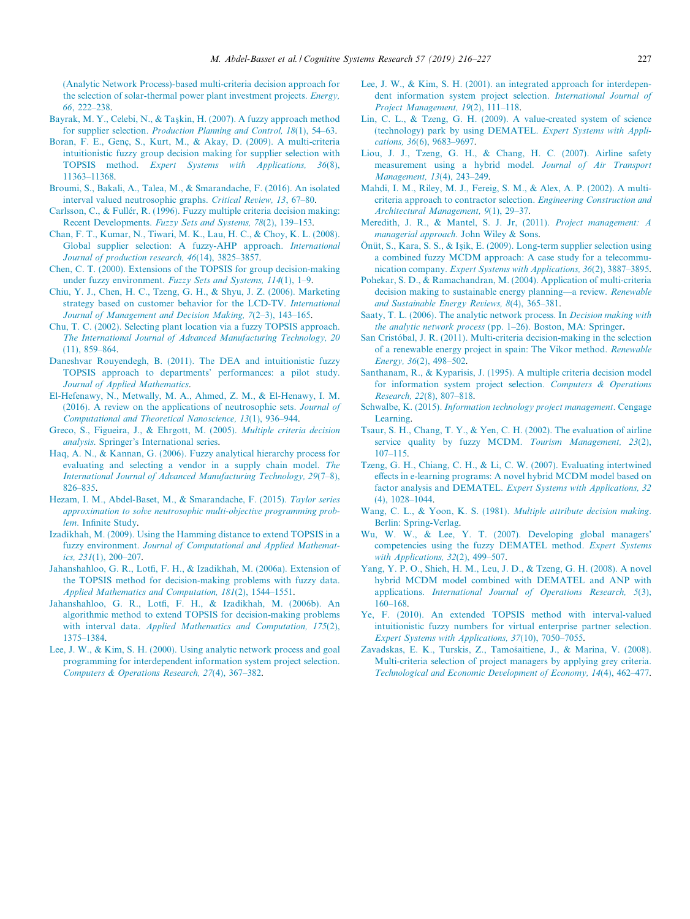(Analytic Network Process)-based multi-criteria decision approach for the selection of solar-thermal power plant investment projects. *Energy, 66*, 222–238.

Bayrak, M. Y., Celebi, N., & Taşkin, H. (2007). A fuzzy approach method for supplier selection. *Production Planning and Control, 18*(1), 54–63.

Boran, F. E., Genç, S., Kurt, M., & Akay, D. (2009). A multi-criteria intuitionistic fuzzy group decision making for supplier selection with TOPSIS method. *Expert Systems with Applications, 36*(8), 11363–11368.

Broumi, S., Bakali, A., Talea, M., & Smarandache, F. (2016). An isolated interval valued neutrosophic graphs. *Critical Review, 13*, 67–80.

Carlsson, C., & Fullér, R. (1996). Fuzzy multiple criteria decision making: Recent Developments. *Fuzzy Sets and Systems, 78*(2), 139–153.

Chan, F. T., Kumar, N., Tiwari, M. K., Lau, H. C., & Choy, K. L. (2008). Global supplier selection: A fuzzy-AHP approach. *International Journal of production research, 46*(14), 3825–3857.

Chen, C. T. (2000). Extensions of the TOPSIS for group decision-making under fuzzy environment. *Fuzzy Sets and Systems, 114*(1), 1–9.

Chiu, Y. J., Chen, H. C., Tzeng, G. H., & Shyu, J. Z. (2006). Marketing strategy based on customer behavior for the LCD-TV. *International Journal of Management and Decision Making, 7*(2–3), 143–165.

Chu, T. C. (2002). Selecting plant location via a fuzzy TOPSIS approach. *The International Journal of Advanced Manufacturing Technology, 20*(11), 859–864.

Daneshvar Rouyendegh, B. (2011). The DEA and intuitionistic fuzzy TOPSIS approach to departments' performances: a pilot study. *Journal of Applied Mathematics*.

El-Hefenawy, N., Metwally, M. A., Ahmed, Z. M., & El-Henawy, I. M. (2016). A review on the applications of neutrosophic sets. *Journal of Computational and Theoretical Nanoscience, 13*(1), 936–944.

Greco, S., Figueira, J., & Ehrgott, M. (2005). *Multiple criteria decision analysis*. Springer's International series.

Haq, A. N., & Kannan, G. (2006). Fuzzy analytical hierarchy process for evaluating and selecting a vendor in a supply chain model. *The International Journal of Advanced Manufacturing Technology, 29*(7–8), 826–835.

Hezam, I. M., Abdel-Baset, M., & Smarandache, F. (2015). *Taylor series approximation to solve neutrosophic multi-objective programming problem*. Infinite Study.

Izadikhah, M. (2009). Using the Hamming distance to extend TOPSIS in a fuzzy environment. *Journal of Computational and Applied Mathematics, 231*(1), 200–207.

Jahanshahloo, G. R., Lotfi, F. H., & Izadikhah, M. (2006a). Extension of the TOPSIS method for decision-making problems with fuzzy data. *Applied Mathematics and Computation, 181*(2), 1544–1551.

Jahanshahloo, G. R., Lotfi, F. H., & Izadikhah, M. (2006b). An algorithmic method to extend TOPSIS for decision-making problems with interval data. *Applied Mathematics and Computation, 175*(2), 1375–1384.

Lee, J. W., & Kim, S. H. (2000). Using analytic network process and goal programming for interdependent information system project selection. *Computers & Operations Research, 27*(4), 367–382.

Lee, J. W., & Kim, S. H. (2001). an integrated approach for interdependent information system project selection. *International Journal of Project Management, 19*(2), 111–118.

Lin, C. L., & Tzeng, G. H. (2009). A value-created system of science (technology) park by using DEMATEL. *Expert Systems with Applications, 36*(6), 9683–9697.

Liou, J. J., Tzeng, G. H., & Chang, H. C. (2007). Airline safety measurement using a hybrid model. *Journal of Air Transport Management, 13*(4), 243–249.

Mahdi, I. M., Riley, M. J., Fereig, S. M., & Alex, A. P. (2002). A multi-criteria approach to contractor selection. *Engineering Construction and Architectural Management, 9*(1), 29–37.

Meredith, J. R., & Mantel, S. J. Jr, (2011). *Project management: A managerial approach*. John Wiley & Sons.

Önüt, S., Kara, S. S., & Işik, E. (2009). Long-term supplier selection using a combined fuzzy MCDM approach: A case study for a telecommunication company. *Expert Systems with Applications, 36*(2), 3887–3895.

Pohekar, S. D., & Ramachandran, M. (2004). Application of multi-criteria decision making to sustainable energy planning—a review. *Renewable and Sustainable Energy Reviews, 8*(4), 365–381.

Saaty, T. L. (2006). The analytic network process. In *Decision making with the analytic network process* (pp. 1–26). Boston, MA: Springer.

San Cristóbal, J. R. (2011). Multi-criteria decision-making in the selection of a renewable energy project in spain: The Vikor method. *Renewable Energy, 36*(2), 498–502.

Santhanam, R., & Kyparisis, J. (1995). A multiple criteria decision model for information system project selection. *Computers & Operations Research, 22*(8), 807–818.

Schwalbe, K. (2015). *Information technology project management*. Cengage Learning.

Tsaur, S. H., Chang, T. Y., & Yen, C. H. (2002). The evaluation of airline service quality by fuzzy MCDM. *Tourism Management, 23*(2), 107–115.

Tzeng, G. H., Chiang, C. H., & Li, C. W. (2007). Evaluating intertwined effects in e-learning programs: A novel hybrid MCDM model based on factor analysis and DEMATEL. *Expert Systems with Applications, 32*(4), 1028–1044.

Wang, C. L., & Yoon, K. S. (1981). *Multiple attribute decision making*. Berlin: Spring-Verlag.

Wu, W. W., & Lee, Y. T. (2007). Developing global managers' competencies using the fuzzy DEMATEL method. *Expert Systems with Applications, 32*(2), 499–507.

Yang, Y. P. O., Shieh, H. M., Leu, J. D., & Tzeng, G. H. (2008). A novel hybrid MCDM model combined with DEMATEL and ANP with applications. *International Journal of Operations Research, 5*(3), 160–168.

Ye, F. (2010). An extended TOPSIS method with interval-valued intuitionistic fuzzy numbers for virtual enterprise partner selection. *Expert Systems with Applications, 37*(10), 7050–7055.

Zavadskas, E. K., Turskis, Z., Tamošaitiene, J., & Marina, V. (2008). Multi-criteria selection of project managers by applying grey criteria. *Technological and Economic Development of Economy, 14*(4), 462–477.